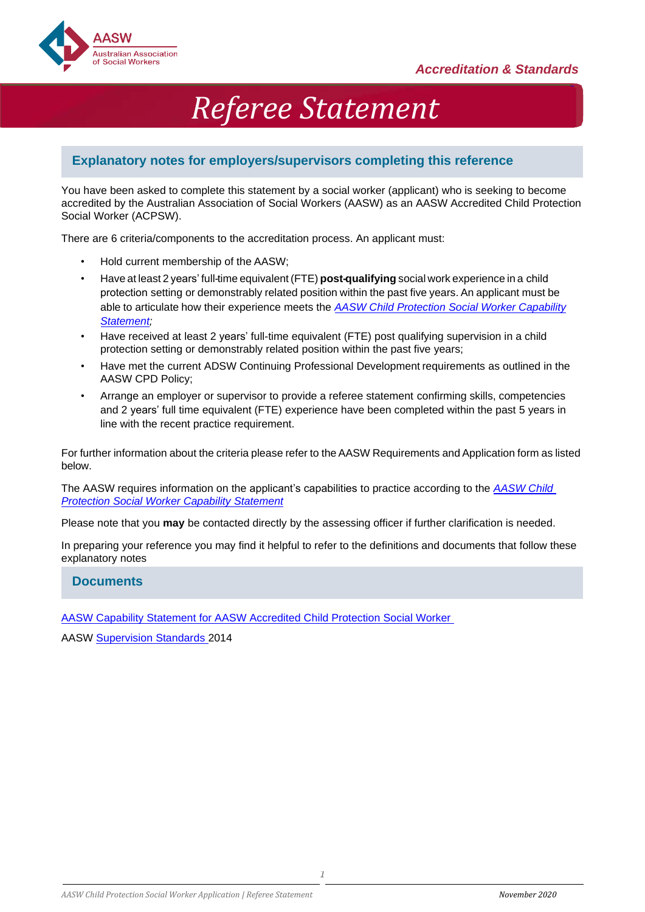AASW
Australian Association of Social Workers

*Accreditation & Standards*

# *Referee Statement*

## Explanatory notes for employers/supervisors completing this reference

You have been asked to complete this statement by a social worker (applicant) who is seeking to become accredited by the Australian Association of Social Workers (AASW) as an AASW Accredited Child Protection Social Worker (ACPSW).

There are 6 criteria/components to the accreditation process. An applicant must:

- Hold current membership of the AASW;
- Have at least 2 years' full-time equivalent (FTE) **post-qualifying** social work experience in a child protection setting or demonstrably related position within the past five years. An applicant must be able to articulate how their experience meets the *AASW Child Protection Social Worker Capability Statement*;
- Have received at least 2 years' full-time equivalent (FTE) post qualifying supervision in a child protection setting or demonstrably related position within the past five years;
- Have met the current ADSW Continuing Professional Development requirements as outlined in the AASW CPD Policy;
- Arrange an employer or supervisor to provide a referee statement confirming skills, competencies and 2 years' full time equivalent (FTE) experience have been completed within the past 5 years in line with the recent practice requirement.

For further information about the criteria please refer to the AASW Requirements and Application form as listed below.

The AASW requires information on the applicant's capabilities to practice according to the *AASW Child Protection Social Worker Capability Statement*

Please note that you **may** be contacted directly by the assessing officer if further clarification is needed.

In preparing your reference you may find it helpful to refer to the definitions and documents that follow these explanatory notes

## Documents

AASW Capability Statement for AASW Accredited Child Protection Social Worker

AASW Supervision Standards 2014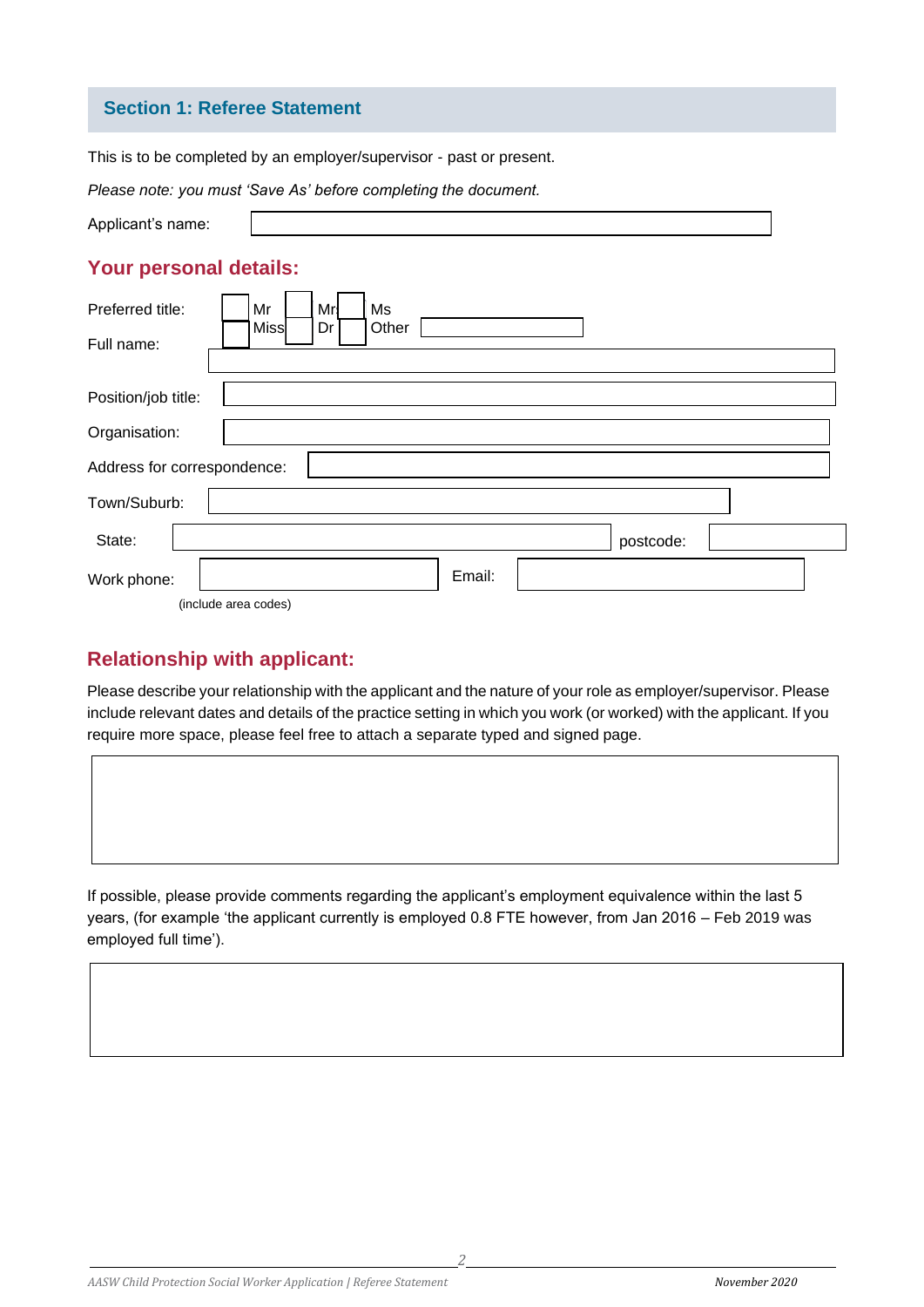## Section 1: Referee Statement

This is to be completed by an employer/supervisor - past or present.

*Please note: you must 'Save As' before completing the document.*

Applicant's name:

### Your personal details:

Preferred title: ☐ Mr ☐ Mrs ☐ Ms ☐ Miss ☐ Dr ☐ Other

Full name:

Position/job title:

Organisation:

Address for correspondence:

Town/Suburb:

State: postcode:

Work phone: Email:

(include area codes)

### Relationship with applicant:

Please describe your relationship with the applicant and the nature of your role as employer/supervisor. Please include relevant dates and details of the practice setting in which you work (or worked) with the applicant. If you require more space, please feel free to attach a separate typed and signed page.

If possible, please provide comments regarding the applicant's employment equivalence within the last 5 years, (for example 'the applicant currently is employed 0.8 FTE however, from Jan 2016 – Feb 2019 was employed full time').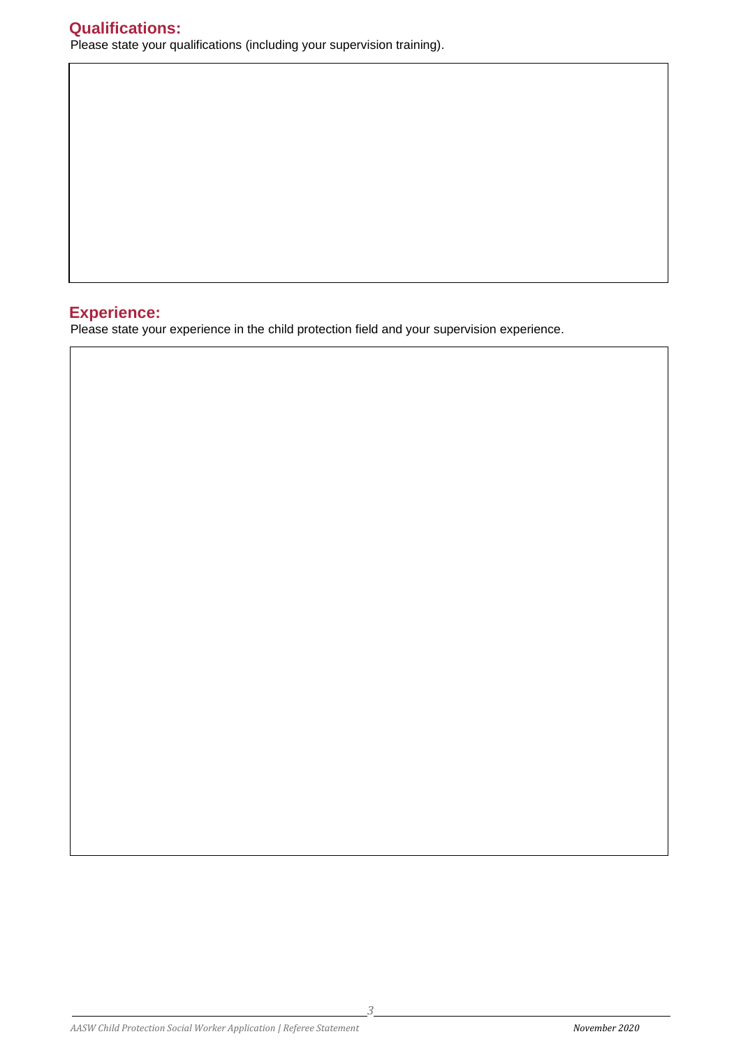## Qualifications:

Please state your qualifications (including your supervision training).

## Experience:

Please state your experience in the child protection field and your supervision experience.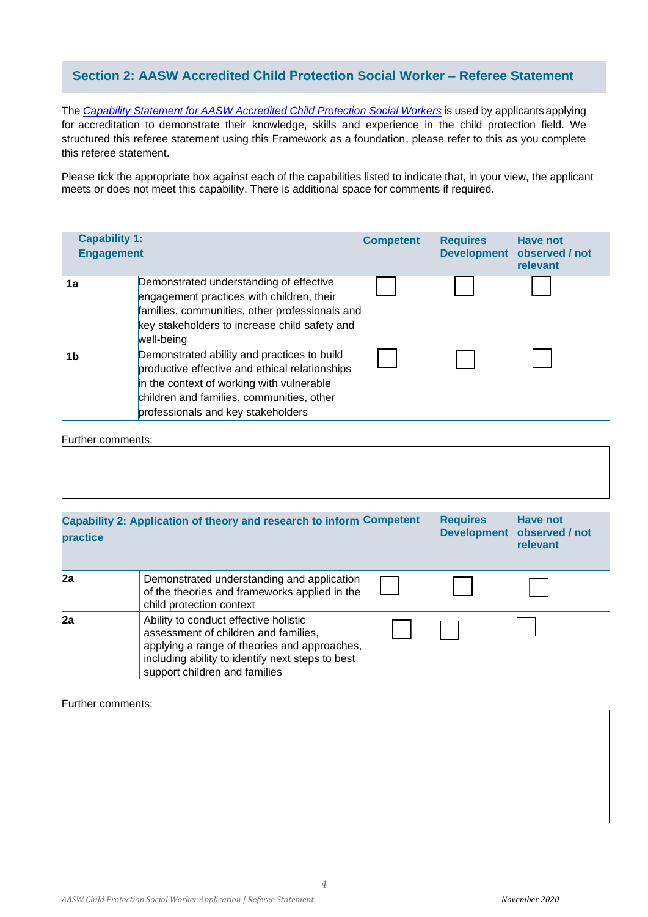## Section 2: AASW Accredited Child Protection Social Worker – Referee Statement

The *Capability Statement for AASW Accredited Child Protection Social Workers* is used by applicants applying for accreditation to demonstrate their knowledge, skills and experience in the child protection field. We structured this referee statement using this Framework as a foundation, please refer to this as you complete this referee statement.

Please tick the appropriate box against each of the capabilities listed to indicate that, in your view, the applicant meets or does not meet this capability. There is additional space for comments if required.

| **Capability 1: Engagement** | | **Competent** | **Requires Development** | **Have not observed / not relevant** |
|---|---|---|---|---|
| **1a** | Demonstrated understanding of effective engagement practices with children, their families, communities, other professionals and key stakeholders to increase child safety and well-being | ☐ | ☐ | ☐ |
| **1b** | Demonstrated ability and practices to build productive effective and ethical relationships in the context of working with vulnerable children and families, communities, other professionals and key stakeholders | ☐ | ☐ | ☐ |

Further comments:

| **Capability 2: Application of theory and research to inform practice** | | **Competent** | **Requires Development** | **Have not observed / not relevant** |
|---|---|---|---|---|
| **2a** | Demonstrated understanding and application of the theories and frameworks applied in the child protection context | ☐ | ☐ | ☐ |
| **2a** | Ability to conduct effective holistic assessment of children and families, applying a range of theories and approaches, including ability to identify next steps to best support children and families | ☐ | ☐ | ☐ |

Further comments: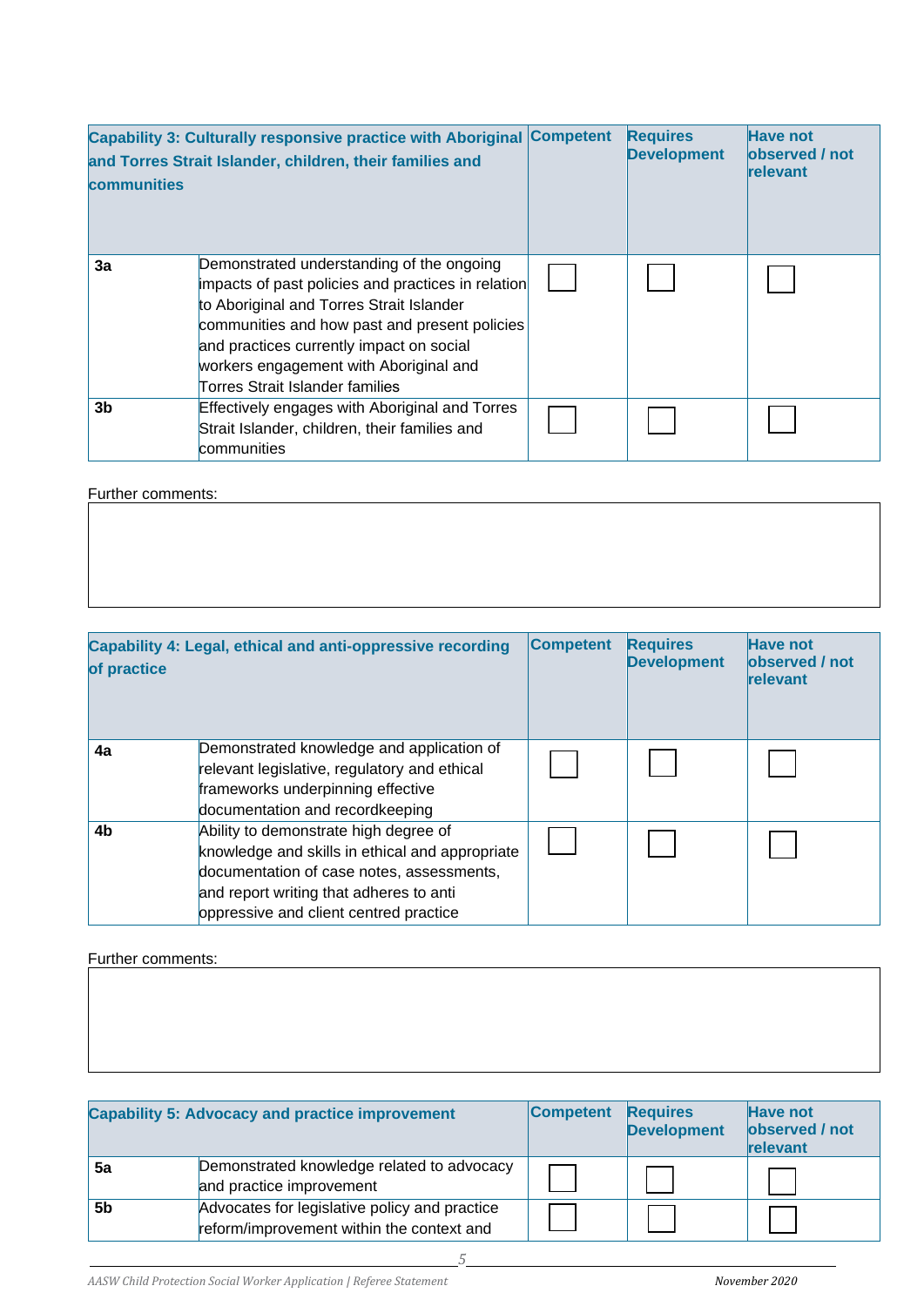| Capability 3: Culturally responsive practice with Aboriginal and Torres Strait Islander, children, their families and communities | | Competent | Requires Development | Have not observed / not relevant |
|---|---|---|---|---|
| 3a | Demonstrated understanding of the ongoing impacts of past policies and practices in relation to Aboriginal and Torres Strait Islander communities and how past and present policies and practices currently impact on social workers engagement with Aboriginal and Torres Strait Islander families | ☐ | ☐ | ☐ |
| 3b | Effectively engages with Aboriginal and Torres Strait Islander, children, their families and communities | ☐ | ☐ | ☐ |

Further comments:

| Capability 4: Legal, ethical and anti-oppressive recording of practice | | Competent | Requires Development | Have not observed / not relevant |
|---|---|---|---|---|
| 4a | Demonstrated knowledge and application of relevant legislative, regulatory and ethical frameworks underpinning effective documentation and recordkeeping | ☐ | ☐ | ☐ |
| 4b | Ability to demonstrate high degree of knowledge and skills in ethical and appropriate documentation of case notes, assessments, and report writing that adheres to anti oppressive and client centred practice | ☐ | ☐ | ☐ |

Further comments:

| Capability 5: Advocacy and practice improvement | | Competent | Requires Development | Have not observed / not relevant |
|---|---|---|---|---|
| 5a | Demonstrated knowledge related to advocacy and practice improvement | ☐ | ☐ | ☐ |
| 5b | Advocates for legislative policy and practice reform/improvement within the context and | ☐ | ☐ | ☐ |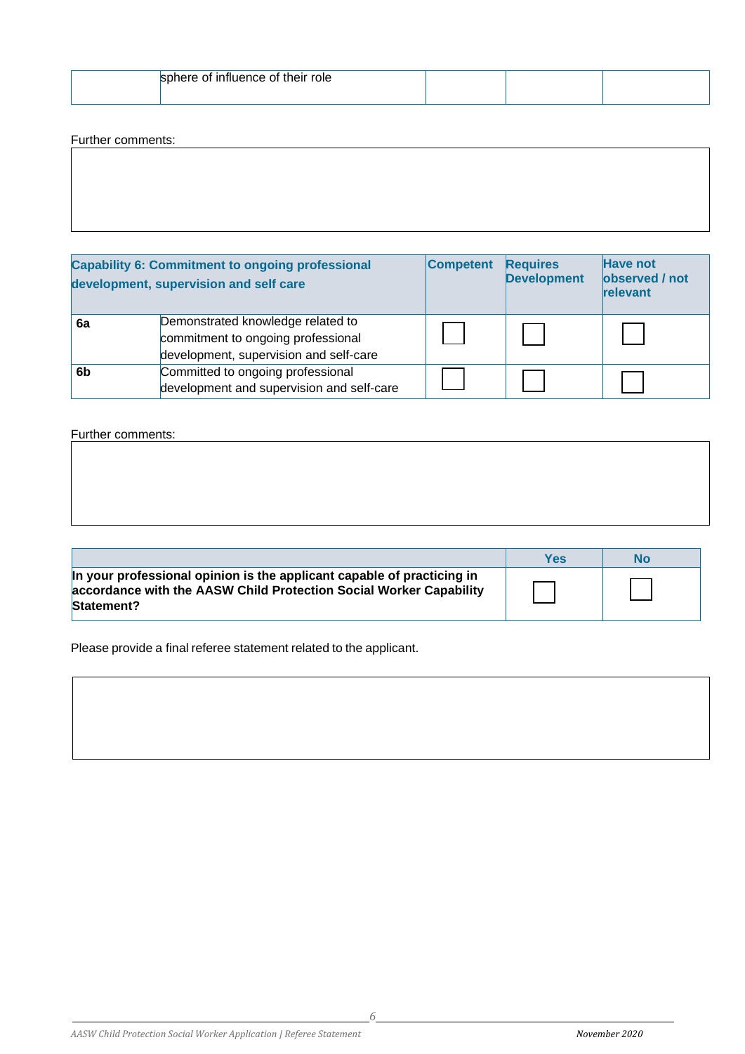| | sphere of influence of their role | | | |
|---|---|---|---|---|

Further comments:

| Capability 6: Commitment to ongoing professional development, supervision and self care | | Competent | Requires Development | Have not observed / not relevant |
|---|---|---|---|---|
| 6a | Demonstrated knowledge related to commitment to ongoing professional development, supervision and self-care | ☐ | ☐ | ☐ |
| 6b | Committed to ongoing professional development and supervision and self-care | ☐ | ☐ | ☐ |

Further comments:

| | Yes | No |
|---|---|---|
| **In your professional opinion is the applicant capable of practicing in accordance with the AASW Child Protection Social Worker Capability Statement?** | ☐ | ☐ |

Please provide a final referee statement related to the applicant.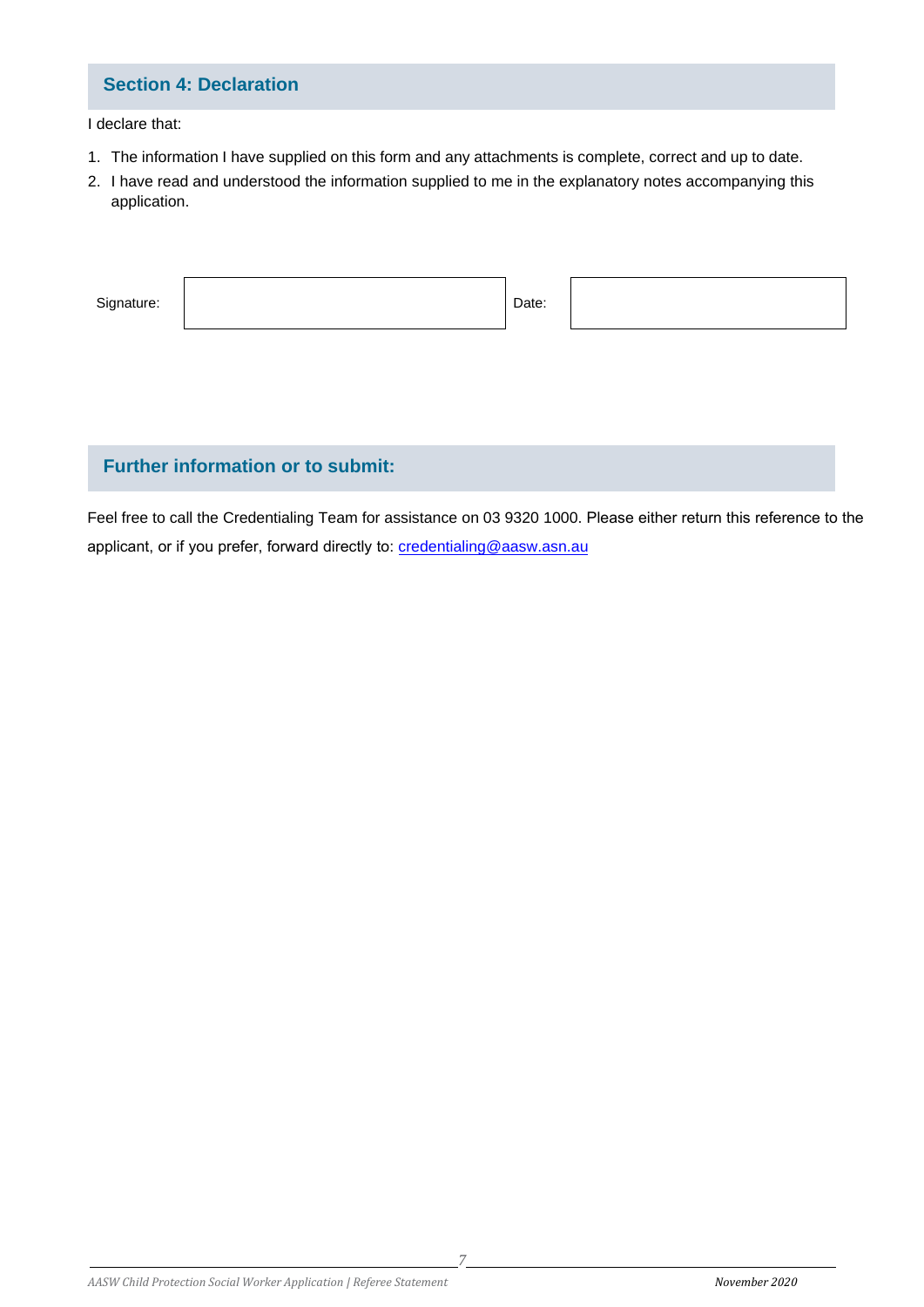## Section 4: Declaration

I declare that:

1. The information I have supplied on this form and any attachments is complete, correct and up to date.
2. I have read and understood the information supplied to me in the explanatory notes accompanying this application.

| | | | |
|---|---|---|---|
| Signature: | | Date: | |

## Further information or to submit:

Feel free to call the Credentialing Team for assistance on 03 9320 1000. Please either return this reference to the applicant, or if you prefer, forward directly to: credentialing@aasw.asn.au